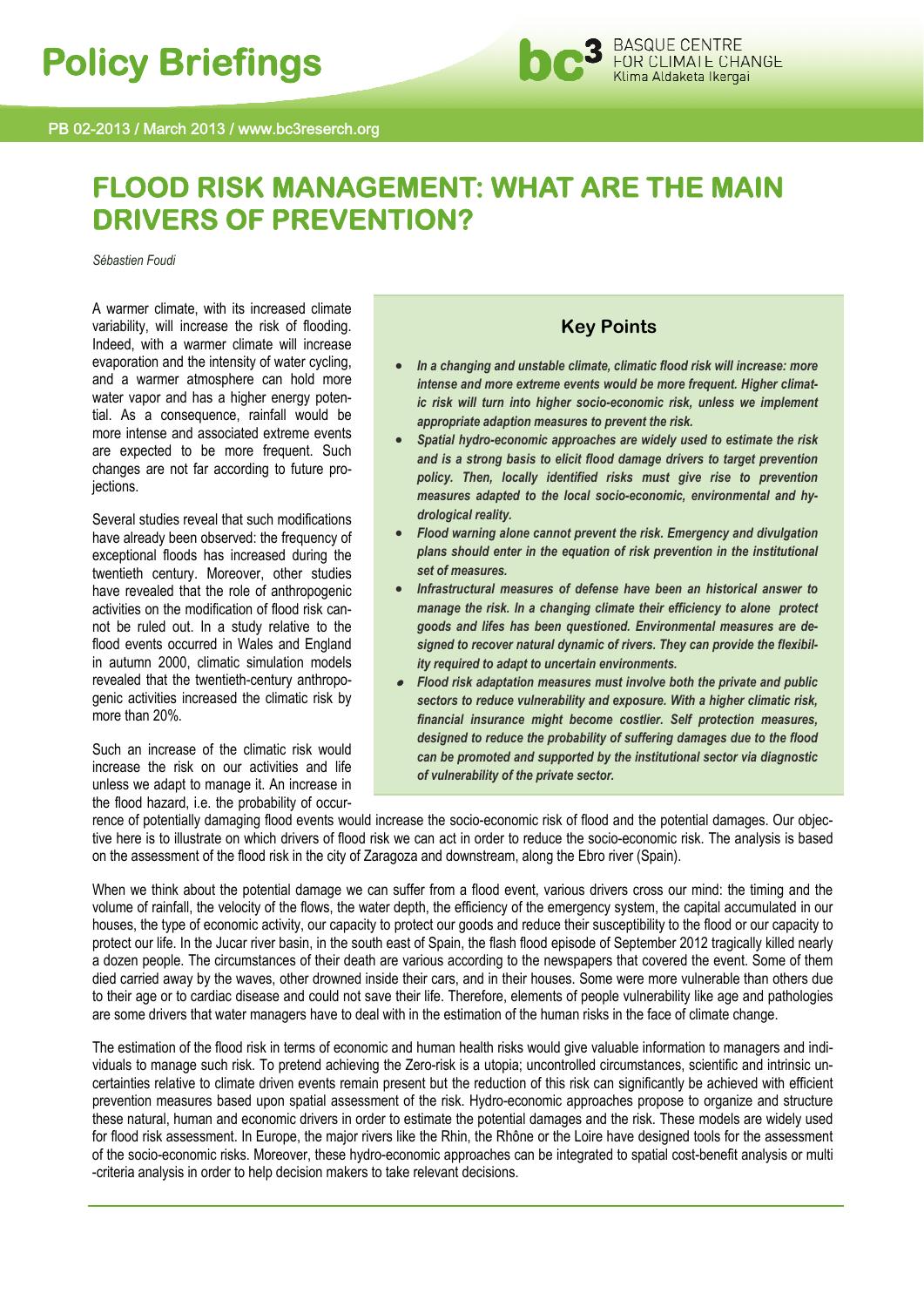# Policy Briefings

PB 02-2013 / March 2013 / www.bc3reserch.org

# FLOOD RISK MANAGEMENT: WHAT ARE THE MAIN DRIVERS OF PREVENTION?

*Sébastien Foudi*

A warmer climate, with its increased climate variability, will increase the risk of flooding. Indeed, with a warmer climate will increase evaporation and the intensity of water cycling, and a warmer atmosphere can hold more water vapor and has a higher energy potential. As a consequence, rainfall would be more intense and associated extreme events are expected to be more frequent. Such changes are not far according to future projections.

Several studies reveal that such modifications have already been observed: the frequency of exceptional floods has increased during the twentieth century. Moreover, other studies have revealed that the role of anthropogenic activities on the modification of flood risk cannot be ruled out. In a study relative to the flood events occurred in Wales and England in autumn 2000, climatic simulation models revealed that the twentieth-century anthropogenic activities increased the climatic risk by more than 20%.

Such an increase of the climatic risk would increase the risk on our activities and life unless we adapt to manage it. An increase in the flood hazard, i.e. the probability of occurrence of potentially damaging flood events would increase the socio-economic risk of flood and the potential damages. Our objective here is to illustrate on which drivers of flood risk we can act in order to reduce the socio-economic risk. The analysis is based on the assessment of the flood risk in the city of Zaragoza and downstream, along the Ebro river (Spain).

## Key Points

- ***In a changing and unstable climate, climatic flood risk will increase: more intense and more extreme events would be more frequent. Higher climatic risk will turn into higher socio-economic risk, unless we implement appropriate adaption measures to prevent the risk.***
- ***Spatial hydro-economic approaches are widely used to estimate the risk and is a strong basis to elicit flood damage drivers to target prevention policy. Then, locally identified risks must give rise to prevention measures adapted to the local socio-economic, environmental and hydrological reality.***
- ***Flood warning alone cannot prevent the risk. Emergency and divulgation plans should enter in the equation of risk prevention in the institutional set of measures.***
- ***Infrastructural measures of defense have been an historical answer to manage the risk. In a changing climate their efficiency to alone protect goods and lifes has been questioned. Environmental measures are designed to recover natural dynamic of rivers. They can provide the flexibility required to adapt to uncertain environments.***
- ***Flood risk adaptation measures must involve both the private and public sectors to reduce vulnerability and exposure. With a higher climatic risk, financial insurance might become costlier. Self protection measures, designed to reduce the probability of suffering damages due to the flood can be promoted and supported by the institutional sector via diagnostic of vulnerability of the private sector.***

When we think about the potential damage we can suffer from a flood event, various drivers cross our mind: the timing and the volume of rainfall, the velocity of the flows, the water depth, the efficiency of the emergency system, the capital accumulated in our houses, the type of economic activity, our capacity to protect our goods and reduce their susceptibility to the flood or our capacity to protect our life. In the Jucar river basin, in the south east of Spain, the flash flood episode of September 2012 tragically killed nearly a dozen people. The circumstances of their death are various according to the newspapers that covered the event. Some of them died carried away by the waves, other drowned inside their cars, and in their houses. Some were more vulnerable than others due to their age or to cardiac disease and could not save their life. Therefore, elements of people vulnerability like age and pathologies are some drivers that water managers have to deal with in the estimation of the human risks in the face of climate change.

The estimation of the flood risk in terms of economic and human health risks would give valuable information to managers and individuals to manage such risk. To pretend achieving the Zero-risk is a utopia; uncontrolled circumstances, scientific and intrinsic uncertainties relative to climate driven events remain present but the reduction of this risk can significantly be achieved with efficient prevention measures based upon spatial assessment of the risk. Hydro-economic approaches propose to organize and structure these natural, human and economic drivers in order to estimate the potential damages and the risk. These models are widely used for flood risk assessment. In Europe, the major rivers like the Rhin, the Rhône or the Loire have designed tools for the assessment of the socio-economic risks. Moreover, these hydro-economic approaches can be integrated to spatial cost-benefit analysis or multi-criteria analysis in order to help decision makers to take relevant decisions.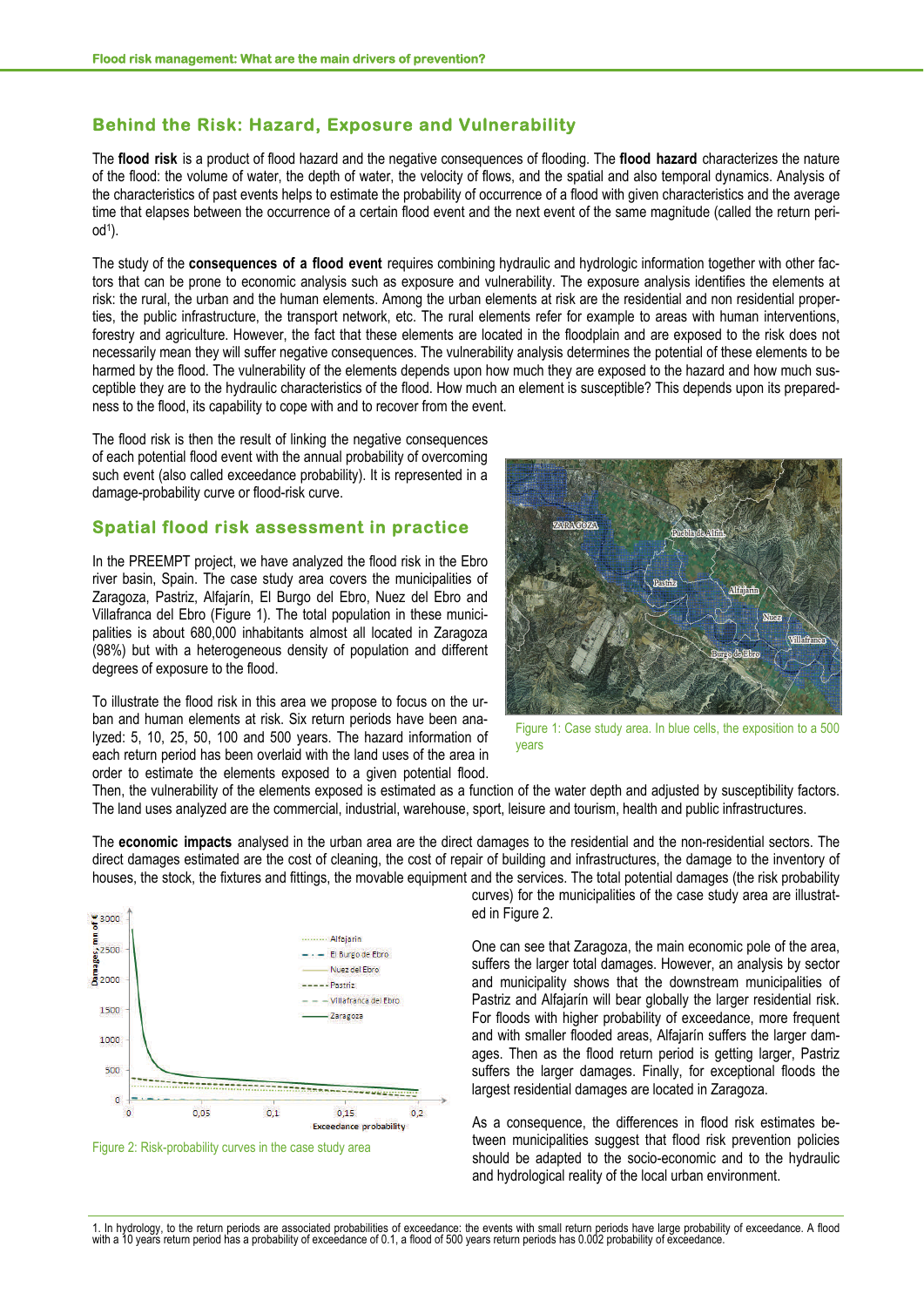## Behind the Risk: Hazard, Exposure and Vulnerability

The **flood risk** is a product of flood hazard and the negative consequences of flooding. The **flood hazard** characterizes the nature of the flood: the volume of water, the depth of water, the velocity of flows, and the spatial and also temporal dynamics. Analysis of the characteristics of past events helps to estimate the probability of occurrence of a flood with given characteristics and the average time that elapses between the occurrence of a certain flood event and the next event of the same magnitude (called the return period[1]).

The study of the **consequences of a flood event** requires combining hydraulic and hydrologic information together with other factors that can be prone to economic analysis such as exposure and vulnerability. The exposure analysis identifies the elements at risk: the rural, the urban and the human elements. Among the urban elements at risk are the residential and non residential properties, the public infrastructure, the transport network, etc. The rural elements refer for example to areas with human interventions, forestry and agriculture. However, the fact that these elements are located in the floodplain and are exposed to the risk does not necessarily mean they will suffer negative consequences. The vulnerability analysis determines the potential of these elements to be harmed by the flood. The vulnerability of the elements depends upon how much they are exposed to the hazard and how much susceptible they are to the hydraulic characteristics of the flood. How much an element is susceptible? This depends upon its preparedness to the flood, its capability to cope with and to recover from the event.

The flood risk is then the result of linking the negative consequences of each potential flood event with the annual probability of overcoming such event (also called exceedance probability). It is represented in a damage-probability curve or flood-risk curve.

## Spatial flood risk assessment in practice

In the PREEMPT project, we have analyzed the flood risk in the Ebro river basin, Spain. The case study area covers the municipalities of Zaragoza, Pastriz, Alfajarín, El Burgo del Ebro, Nuez del Ebro and Villafranca del Ebro (Figure 1). The total population in these municipalities is about 680,000 inhabitants almost all located in Zaragoza (98%) but with a heterogeneous density of population and different degrees of exposure to the flood.

Figure 1: Case study area. In blue cells, the exposition to a 500 years

To illustrate the flood risk in this area we propose to focus on the urban and human elements at risk. Six return periods have been analyzed: 5, 10, 25, 50, 100 and 500 years. The hazard information of each return period has been overlaid with the land uses of the area in order to estimate the elements exposed to a given potential flood. Then, the vulnerability of the elements exposed is estimated as a function of the water depth and adjusted by susceptibility factors. The land uses analyzed are the commercial, industrial, warehouse, sport, leisure and tourism, health and public infrastructures.

The **economic impacts** analysed in the urban area are the direct damages to the residential and the non-residential sectors. The direct damages estimated are the cost of cleaning, the cost of repair of building and infrastructures, the damage to the inventory of houses, the stock, the fixtures and fittings, the movable equipment and the services. The total potential damages (the risk probability curves) for the municipalities of the case study area are illustrated in Figure 2.

Figure 2: Risk-probability curves in the case study area

One can see that Zaragoza, the main economic pole of the area, suffers the larger total damages. However, an analysis by sector and municipality shows that the downstream municipalities of Pastriz and Alfajarín will bear globally the larger residential risk. For floods with higher probability of exceedance, more frequent and with smaller flooded areas, Alfajarín suffers the larger damages. Then as the flood return period is getting larger, Pastriz suffers the larger damages. Finally, for exceptional floods the largest residential damages are located in Zaragoza.

As a consequence, the differences in flood risk estimates between municipalities suggest that flood risk prevention policies should be adapted to the socio-economic and to the hydraulic and hydrological reality of the local urban environment.

1. In hydrology, to the return periods are associated probabilities of exceedance: the events with small return periods have large probability of exceedance. A flood with a 10 years return period has a probability of exceedance of 0.1, a flood of 500 years return periods has 0.002 probability of exceedance.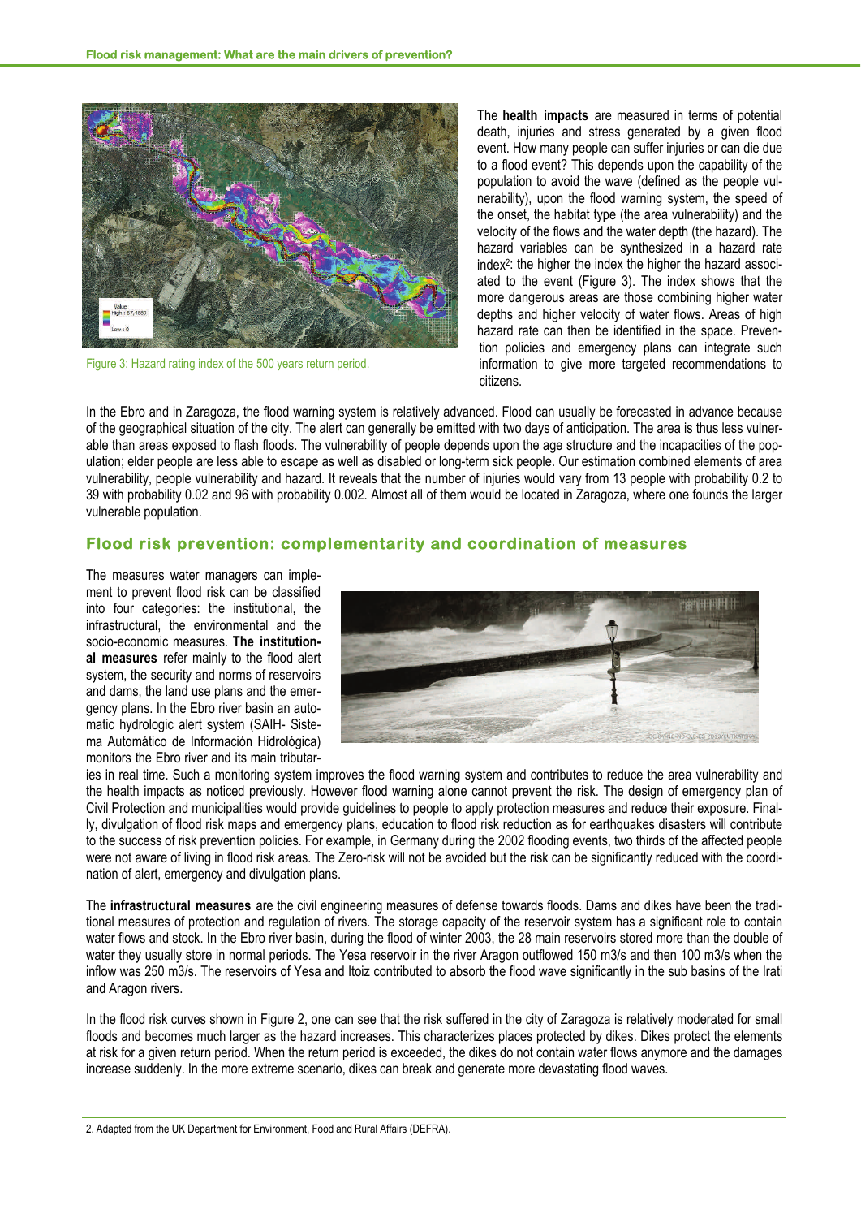The **health impacts** are measured in terms of potential death, injuries and stress generated by a given flood event. How many people can suffer injuries or can die due to a flood event? This depends upon the capability of the population to avoid the wave (defined as the people vulnerability), upon the flood warning system, the speed of the onset, the habitat type (the area vulnerability) and the velocity of the flows and the water depth (the hazard). The hazard variables can be synthesized in a hazard rate index[2]: the higher the index the higher the hazard associated to the event (Figure 3). The index shows that the more dangerous areas are those combining higher water depths and higher velocity of water flows. Areas of high hazard rate can then be identified in the space. Prevention policies and emergency plans can integrate such information to give more targeted recommendations to citizens.

Figure 3: Hazard rating index of the 500 years return period.

In the Ebro and in Zaragoza, the flood warning system is relatively advanced. Flood can usually be forecasted in advance because of the geographical situation of the city. The alert can generally be emitted with two days of anticipation. The area is thus less vulnerable than areas exposed to flash floods. The vulnerability of people depends upon the age structure and the incapacities of the population; elder people are less able to escape as well as disabled or long-term sick people. Our estimation combined elements of area vulnerability, people vulnerability and hazard. It reveals that the number of injuries would vary from 13 people with probability 0.2 to 39 with probability 0.02 and 96 with probability 0.002. Almost all of them would be located in Zaragoza, where one founds the larger vulnerable population.

## Flood risk prevention: complementarity and coordination of measures

The measures water managers can implement to prevent flood risk can be classified into four categories: the institutional, the infrastructural, the environmental and the socio-economic measures. **The institutional measures** refer mainly to the flood alert system, the security and norms of reservoirs and dams, the land use plans and the emergency plans. In the Ebro river basin an automatic hydrologic alert system (SAIH- Sistema Automático de Información Hidrológica) monitors the Ebro river and its main tributaries in real time. Such a monitoring system improves the flood warning system and contributes to reduce the area vulnerability and the health impacts as noticed previously. However flood warning alone cannot prevent the risk. The design of emergency plan of Civil Protection and municipalities would provide guidelines to people to apply protection measures and reduce their exposure. Finally, divulgation of flood risk maps and emergency plans, education to flood risk reduction as for earthquakes disasters will contribute to the success of risk prevention policies. For example, in Germany during the 2002 flooding events, two thirds of the affected people were not aware of living in flood risk areas. The Zero-risk will not be avoided but the risk can be significantly reduced with the coordination of alert, emergency and divulgation plans.

The **infrastructural measures** are the civil engineering measures of defense towards floods. Dams and dikes have been the traditional measures of protection and regulation of rivers. The storage capacity of the reservoir system has a significant role to contain water flows and stock. In the Ebro river basin, during the flood of winter 2003, the 28 main reservoirs stored more than the double of water they usually store in normal periods. The Yesa reservoir in the river Aragon outflowed 150 m3/s and then 100 m3/s when the inflow was 250 m3/s. The reservoirs of Yesa and Itoiz contributed to absorb the flood wave significantly in the sub basins of the Irati and Aragon rivers.

In the flood risk curves shown in Figure 2, one can see that the risk suffered in the city of Zaragoza is relatively moderated for small floods and becomes much larger as the hazard increases. This characterizes places protected by dikes. Dikes protect the elements at risk for a given return period. When the return period is exceeded, the dikes do not contain water flows anymore and the damages increase suddenly. In the more extreme scenario, dikes can break and generate more devastating flood waves.

2. Adapted from the UK Department for Environment, Food and Rural Affairs (DEFRA).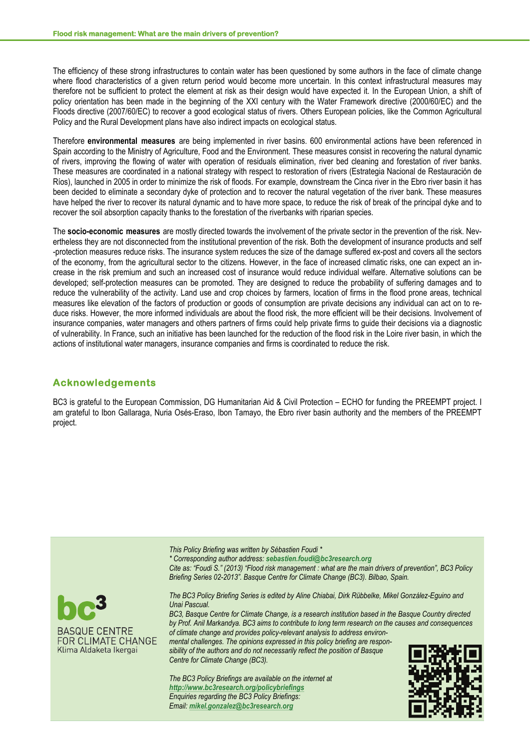The efficiency of these strong infrastructures to contain water has been questioned by some authors in the face of climate change where flood characteristics of a given return period would become more uncertain. In this context infrastructural measures may therefore not be sufficient to protect the element at risk as their design would have expected it. In the European Union, a shift of policy orientation has been made in the beginning of the XXI century with the Water Framework directive (2000/60/EC) and the Floods directive (2007/60/EC) to recover a good ecological status of rivers. Others European policies, like the Common Agricultural Policy and the Rural Development plans have also indirect impacts on ecological status.

Therefore **environmental measures** are being implemented in river basins. 600 environmental actions have been referenced in Spain according to the Ministry of Agriculture, Food and the Environment. These measures consist in recovering the natural dynamic of rivers, improving the flowing of water with operation of residuals elimination, river bed cleaning and forestation of river banks. These measures are coordinated in a national strategy with respect to restoration of rivers (Estrategia Nacional de Restauración de Ríos), launched in 2005 in order to minimize the risk of floods. For example, downstream the Cinca river in the Ebro river basin it has been decided to eliminate a secondary dyke of protection and to recover the natural vegetation of the river bank. These measures have helped the river to recover its natural dynamic and to have more space, to reduce the risk of break of the principal dyke and to recover the soil absorption capacity thanks to the forestation of the riverbanks with riparian species.

The **socio-economic measures** are mostly directed towards the involvement of the private sector in the prevention of the risk. Nevertheless they are not disconnected from the institutional prevention of the risk. Both the development of insurance products and self-protection measures reduce risks. The insurance system reduces the size of the damage suffered ex-post and covers all the sectors of the economy, from the agricultural sector to the citizens. However, in the face of increased climatic risks, one can expect an increase in the risk premium and such an increased cost of insurance would reduce individual welfare. Alternative solutions can be developed; self-protection measures can be promoted. They are designed to reduce the probability of suffering damages and to reduce the vulnerability of the activity. Land use and crop choices by farmers, location of firms in the flood prone areas, technical measures like elevation of the factors of production or goods of consumption are private decisions any individual can act on to reduce risks. However, the more informed individuals are about the flood risk, the more efficient will be their decisions. Involvement of insurance companies, water managers and others partners of firms could help private firms to guide their decisions via a diagnostic of vulnerability. In France, such an initiative has been launched for the reduction of the flood risk in the Loire river basin, in which the actions of institutional water managers, insurance companies and firms is coordinated to reduce the risk.

## Acknowledgements

BC3 is grateful to the European Commission, DG Humanitarian Aid & Civil Protection – ECHO for funding the PREEMPT project. I am grateful to Ibon Gallaraga, Nuria Osés-Eraso, Ibon Tamayo, the Ebro river basin authority and the members of the PREEMPT project.

---

bc3 BASQUE CENTRE FOR CLIMATE CHANGE Klima Aldaketa Ikergai

*This Policy Briefing was written by Sébastien Foudi \**

*\* Corresponding author address: **sebastien.foudi@bc3research.org***

*Cite as: "Foudi S." (2013) "Flood risk management : what are the main drivers of prevention", BC3 Policy Briefing Series 02-2013". Basque Centre for Climate Change (BC3). Bilbao, Spain.*

*The BC3 Policy Briefing Series is edited by Aline Chiabai, Dirk Rübbelke, Mikel González-Eguino and Unai Pascual.*

*BC3, Basque Centre for Climate Change, is a research institution based in the Basque Country directed by Prof. Anil Markandya. BC3 aims to contribute to long term research on the causes and consequences of climate change and provides policy-relevant analysis to address environmental challenges. The opinions expressed in this policy briefing are responsibility of the authors and do not necessarily reflect the position of Basque Centre for Climate Change (BC3).*

*The BC3 Policy Briefings are available on the internet at **http://www.bc3research.org/policybriefings***

*Enquiries regarding the BC3 Policy Briefings:*

*Email: **mikel.gonzalez@bc3research.org***